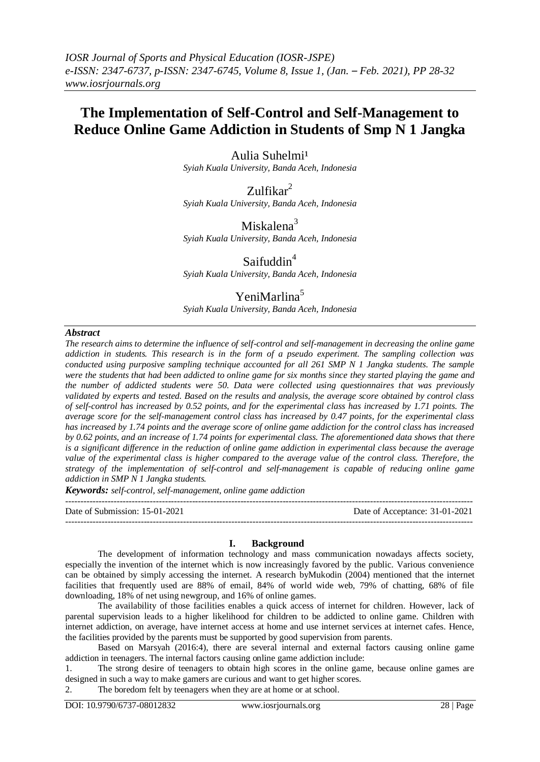# The Implementation of Self-Control and Self-Management to Reduce Online Game Addiction in Students of Smp N 1 Jangka

Aulia Suhelmi[1]
*Syiah Kuala University, Banda Aceh, Indonesia*

Zulfikar[2]
*Syiah Kuala University, Banda Aceh, Indonesia*

Miskalena[3]
*Syiah Kuala University, Banda Aceh, Indonesia*

Saifuddin[4]
*Syiah Kuala University, Banda Aceh, Indonesia*

YeniMarlina[5]
*Syiah Kuala University, Banda Aceh, Indonesia*

### *Abstract*

*The research aims to determine the influence of self-control and self-management in decreasing the online game addiction in students. This research is in the form of a pseudo experiment. The sampling collection was conducted using purposive sampling technique accounted for all 261 SMP N 1 Jangka students. The sample were the students that had been addicted to online game for six months since they started playing the game and the number of addicted students were 50. Data were collected using questionnaires that was previously validated by experts and tested. Based on the results and analysis, the average score obtained by control class of self-control has increased by 0.52 points, and for the experimental class has increased by 1.71 points. The average score for the self-management control class has increased by 0.47 points, for the experimental class has increased by 1.74 points and the average score of online game addiction for the control class has increased by 0.62 points, and an increase of 1.74 points for experimental class. The aforementioned data shows that there is a significant difference in the reduction of online game addiction in experimental class because the average value of the experimental class is higher compared to the average value of the control class. Therefore, the strategy of the implementation of self-control and self-management is capable of reducing online game addiction in SMP N 1 Jangka students.*

***Keywords:*** *self-control, self-management, online game addiction*

Date of Submission: 15-01-2021 | Date of Acceptance: 31-01-2021

## I. Background

The development of information technology and mass communication nowadays affects society, especially the invention of the internet which is now increasingly favored by the public. Various convenience can be obtained by simply accessing the internet. A research byMukodin (2004) mentioned that the internet facilities that frequently used are 88% of email, 84% of world wide web, 79% of chatting, 68% of file downloading, 18% of net using newgroup, and 16% of online games.

The availability of those facilities enables a quick access of internet for children. However, lack of parental supervision leads to a higher likelihood for children to be addicted to online game. Children with internet addiction, on average, have internet access at home and use internet services at internet cafes. Hence, the facilities provided by the parents must be supported by good supervision from parents.

Based on Marsyah (2016:4), there are several internal and external factors causing online game addiction in teenagers. The internal factors causing online game addiction include:

1. The strong desire of teenagers to obtain high scores in the online game, because online games are designed in such a way to make gamers are curious and want to get higher scores.
2. The boredom felt by teenagers when they are at home or at school.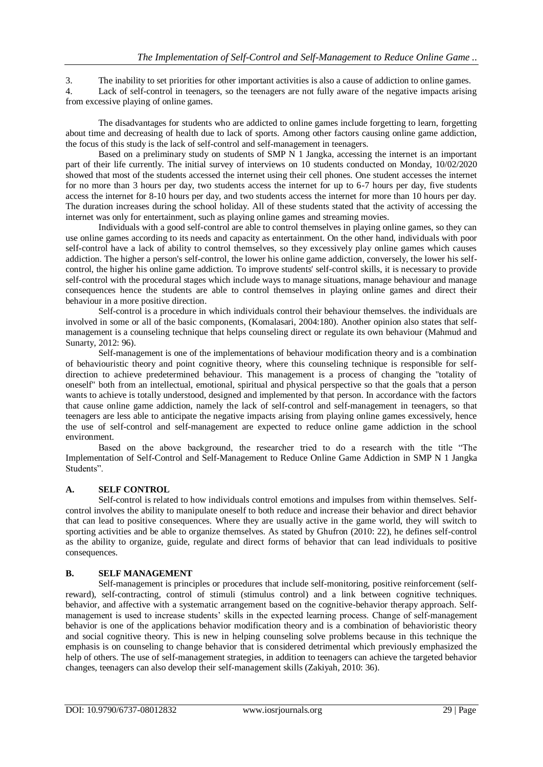3. The inability to set priorities for other important activities is also a cause of addiction to online games.
4. Lack of self-control in teenagers, so the teenagers are not fully aware of the negative impacts arising from excessive playing of online games.

The disadvantages for students who are addicted to online games include forgetting to learn, forgetting about time and decreasing of health due to lack of sports. Among other factors causing online game addiction, the focus of this study is the lack of self-control and self-management in teenagers.

Based on a preliminary study on students of SMP N 1 Jangka, accessing the internet is an important part of their life currently. The initial survey of interviews on 10 students conducted on Monday, 10/02/2020 showed that most of the students accessed the internet using their cell phones. One student accesses the internet for no more than 3 hours per day, two students access the internet for up to 6-7 hours per day, five students access the internet for 8-10 hours per day, and two students access the internet for more than 10 hours per day. The duration increases during the school holiday. All of these students stated that the activity of accessing the internet was only for entertainment, such as playing online games and streaming movies.

Individuals with a good self-control are able to control themselves in playing online games, so they can use online games according to its needs and capacity as entertainment. On the other hand, individuals with poor self-control have a lack of ability to control themselves, so they excessively play online games which causes addiction. The higher a person's self-control, the lower his online game addiction, conversely, the lower his self-control, the higher his online game addiction. To improve students' self-control skills, it is necessary to provide self-control with the procedural stages which include ways to manage situations, manage behaviour and manage consequences hence the students are able to control themselves in playing online games and direct their behaviour in a more positive direction.

Self-control is a procedure in which individuals control their behaviour themselves. the individuals are involved in some or all of the basic components, (Komalasari, 2004:180). Another opinion also states that self-management is a counseling technique that helps counseling direct or regulate its own behaviour (Mahmud and Sunarty, 2012: 96).

Self-management is one of the implementations of behaviour modification theory and is a combination of behaviouristic theory and point cognitive theory, where this counseling technique is responsible for self-direction to achieve predetermined behaviour. This management is a process of changing the "totality of oneself" both from an intellectual, emotional, spiritual and physical perspective so that the goals that a person wants to achieve is totally understood, designed and implemented by that person. In accordance with the factors that cause online game addiction, namely the lack of self-control and self-management in teenagers, so that teenagers are less able to anticipate the negative impacts arising from playing online games excessively, hence the use of self-control and self-management are expected to reduce online game addiction in the school environment.

Based on the above background, the researcher tried to do a research with the title "The Implementation of Self-Control and Self-Management to Reduce Online Game Addiction in SMP N 1 Jangka Students".

## A. SELF CONTROL

Self-control is related to how individuals control emotions and impulses from within themselves. Self-control involves the ability to manipulate oneself to both reduce and increase their behavior and direct behavior that can lead to positive consequences. Where they are usually active in the game world, they will switch to sporting activities and be able to organize themselves. As stated by Ghufron (2010: 22), he defines self-control as the ability to organize, guide, regulate and direct forms of behavior that can lead individuals to positive consequences.

## B. SELF MANAGEMENT

Self-management is principles or procedures that include self-monitoring, positive reinforcement (self-reward), self-contracting, control of stimuli (stimulus control) and a link between cognitive techniques. behavior, and affective with a systematic arrangement based on the cognitive-behavior therapy approach. Self-management is used to increase students' skills in the expected learning process. Change of self-management behavior is one of the applications behavior modification theory and is a combination of behavioristic theory and social cognitive theory. This is new in helping counseling solve problems because in this technique the emphasis is on counseling to change behavior that is considered detrimental which previously emphasized the help of others. The use of self-management strategies, in addition to teenagers can achieve the targeted behavior changes, teenagers can also develop their self-management skills (Zakiyah, 2010: 36).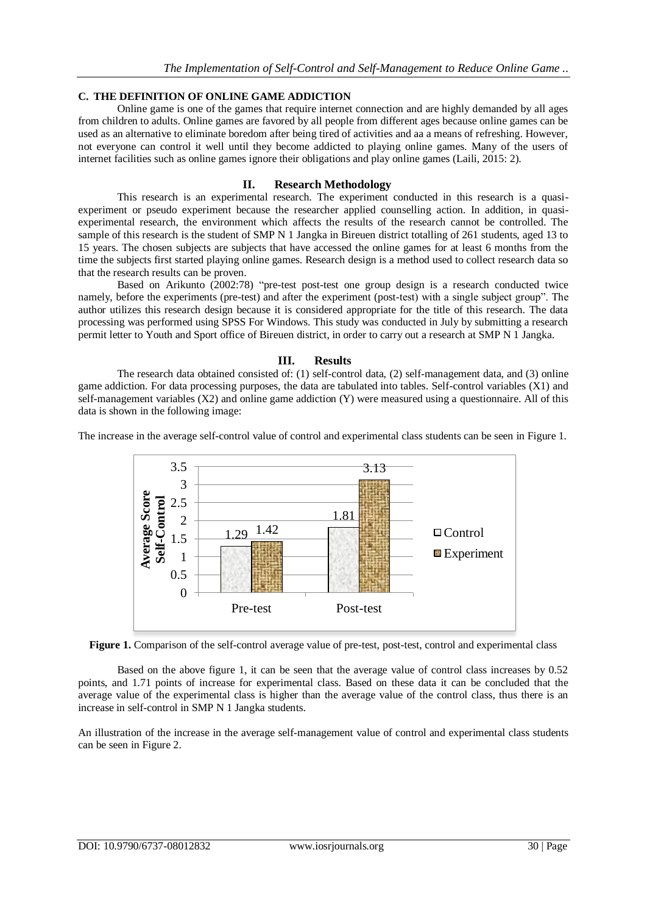## C. THE DEFINITION OF ONLINE GAME ADDICTION

Online game is one of the games that require internet connection and are highly demanded by all ages from children to adults. Online games are favored by all people from different ages because online games can be used as an alternative to eliminate boredom after being tired of activities and aa a means of refreshing. However, not everyone can control it well until they become addicted to playing online games. Many of the users of internet facilities such as online games ignore their obligations and play online games (Laili, 2015: 2).

# II. Research Methodology

This research is an experimental research. The experiment conducted in this research is a quasi-experiment or pseudo experiment because the researcher applied counselling action. In addition, in quasi-experimental research, the environment which affects the results of the research cannot be controlled. The sample of this research is the student of SMP N 1 Jangka in Bireuen district totalling of 261 students, aged 13 to 15 years. The chosen subjects are subjects that have accessed the online games for at least 6 months from the time the subjects first started playing online games. Research design is a method used to collect research data so that the research results can be proven.

Based on Arikunto (2002:78) "pre-test post-test one group design is a research conducted twice namely, before the experiments (pre-test) and after the experiment (post-test) with a single subject group". The author utilizes this research design because it is considered appropriate for the title of this research. The data processing was performed using SPSS For Windows. This study was conducted in July by submitting a research permit letter to Youth and Sport office of Bireuen district, in order to carry out a research at SMP N 1 Jangka.

# III. Results

The research data obtained consisted of: (1) self-control data, (2) self-management data, and (3) online game addiction. For data processing purposes, the data are tabulated into tables. Self-control variables (X1) and self-management variables (X2) and online game addiction (Y) were measured using a questionnaire. All of this data is shown in the following image:

The increase in the average self-control value of control and experimental class students can be seen in Figure 1.

| Average Score Self-Control | Control | Experiment |
|---|---|---|
| Pre-test | 1.29 | 1.42 |
| Post-test | 1.81 | 3.13 |

**Figure 1.** Comparison of the self-control average value of pre-test, post-test, control and experimental class

Based on the above figure 1, it can be seen that the average value of control class increases by 0.52 points, and 1.71 points of increase for experimental class. Based on these data it can be concluded that the average value of the experimental class is higher than the average value of the control class, thus there is an increase in self-control in SMP N 1 Jangka students.

An illustration of the increase in the average self-management value of control and experimental class students can be seen in Figure 2.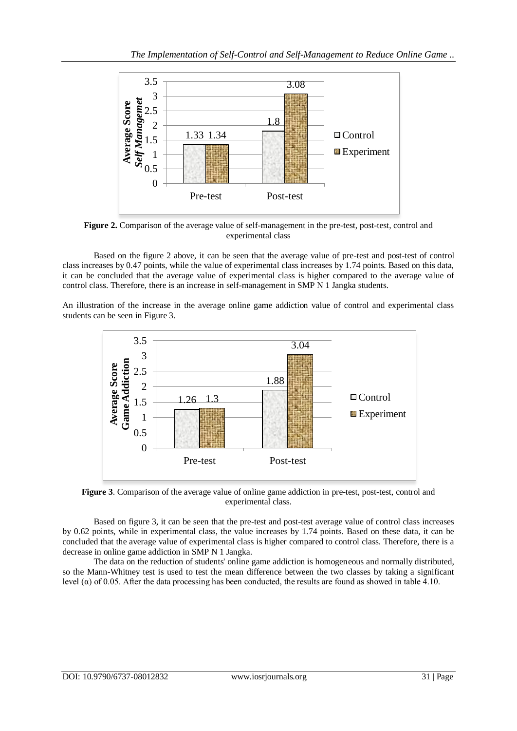**Figure 2.** Comparison of the average value of self-management in the pre-test, post-test, control and experimental class

Based on the figure 2 above, it can be seen that the average value of pre-test and post-test of control class increases by 0.47 points, while the value of experimental class increases by 1.74 points. Based on this data, it can be concluded that the average value of experimental class is higher compared to the average value of control class. Therefore, there is an increase in self-management in SMP N 1 Jangka students.

An illustration of the increase in the average online game addiction value of control and experimental class students can be seen in Figure 3.

**Figure 3**. Comparison of the average value of online game addiction in pre-test, post-test, control and experimental class.

Based on figure 3, it can be seen that the pre-test and post-test average value of control class increases by 0.62 points, while in experimental class, the value increases by 1.74 points. Based on these data, it can be concluded that the average value of experimental class is higher compared to control class. Therefore, there is a decrease in online game addiction in SMP N 1 Jangka.

The data on the reduction of students' online game addiction is homogeneous and normally distributed, so the Mann-Whitney test is used to test the mean difference between the two classes by taking a significant level ($\alpha$) of 0.05. After the data processing has been conducted, the results are found as showed in table 4.10.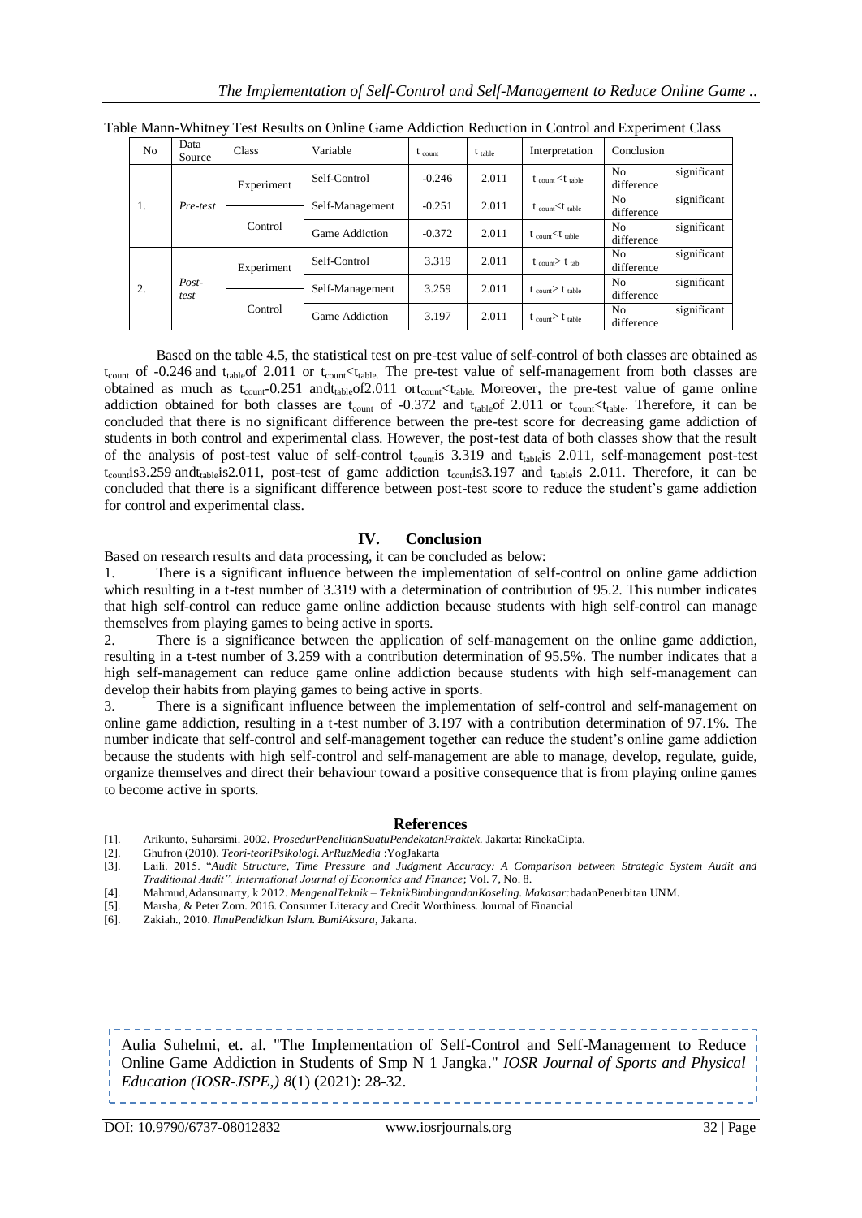Table Mann-Whitney Test Results on Online Game Addiction Reduction in Control and Experiment Class

| No | Data Source | Class | Variable | $t_{count}$ | $t_{table}$ | Interpretation | Conclusion |
|---|---|---|---|---|---|---|---|
| 1. | *Pre-test* | Experiment | Self-Control | -0.246 | 2.011 | $t_{count} < t_{table}$ | No significant difference |
| | | | Self-Management | -0.251 | 2.011 | $t_{count} < t_{table}$ | No significant difference |
| | | Control | Game Addiction | -0.372 | 2.011 | $t_{count} < t_{table}$ | No significant difference |
| 2. | *Post-test* | Experiment | Self-Control | 3.319 | 2.011 | $t_{count} > t_{tab}$ | No significant difference |
| | | | Self-Management | 3.259 | 2.011 | $t_{count} > t_{table}$ | No significant difference |
| | | Control | Game Addiction | 3.197 | 2.011 | $t_{count} > t_{table}$ | No significant difference |

Based on the table 4.5, the statistical test on pre-test value of self-control of both classes are obtained as $t_{count}$ of -0.246 and $t_{table}$of 2.011 or $t_{count}<t_{table}$. The pre-test value of self-management from both classes are obtained as much as $t_{count}$-0.251 and$t_{table}$of2.011 or$t_{count}<t_{table}$. Moreover, the pre-test value of game online addiction obtained for both classes are $t_{count}$ of -0.372 and $t_{table}$of 2.011 or $t_{count}<t_{table}$. Therefore, it can be concluded that there is no significant difference between the pre-test score for decreasing game addiction of students in both control and experimental class. However, the post-test data of both classes show that the result of the analysis of post-test value of self-control $t_{count}$is 3.319 and $t_{table}$is 2.011, self-management post-test $t_{count}$is3.259 and$t_{table}$is2.011, post-test of game addiction $t_{count}$is3.197 and $t_{table}$is 2.011. Therefore, it can be concluded that there is a significant difference between post-test score to reduce the student's game addiction for control and experimental class.

## IV. Conclusion

Based on research results and data processing, it can be concluded as below:

1. There is a significant influence between the implementation of self-control on online game addiction which resulting in a t-test number of 3.319 with a determination of contribution of 95.2. This number indicates that high self-control can reduce game online addiction because students with high self-control can manage themselves from playing games to being active in sports.
2. There is a significance between the application of self-management on the online game addiction, resulting in a t-test number of 3.259 with a contribution determination of 95.5%. The number indicates that a high self-management can reduce game online addiction because students with high self-management can develop their habits from playing games to being active in sports.
3. There is a significant influence between the implementation of self-control and self-management on online game addiction, resulting in a t-test number of 3.197 with a contribution determination of 97.1%. The number indicate that self-control and self-management together can reduce the student's online game addiction because the students with high self-control and self-management are able to manage, develop, regulate, guide, organize themselves and direct their behaviour toward a positive consequence that is from playing online games to become active in sports.

## References

[1]. Arikunto, Suharsimi. 2002. *ProsedurPenelitianSuatuPendekatanPraktek.* Jakarta: RinekaCipta.
[2]. Ghufron (2010). *Teori-teoriPsikologi. ArRuzMedia* :YogJakarta
[3]. Laili. 2015. "*Audit Structure, Time Pressure and Judgment Accuracy: A Comparison between Strategic System Audit and Traditional Audit". International Journal of Economics and Finance*; Vol. 7, No. 8.
[4]. Mahmud,Adansunarty, k 2012. *MengenalTeknik – TeknikBimbingandanKoseling. Makasar:*badanPenerbitan UNM.
[5]. Marsha, & Peter Zorn. 2016. Consumer Literacy and Credit Worthiness. Journal of Financial
[6]. Zakiah., 2010. *IlmuPendidkan Islam. BumiAksara*, Jakarta.

Aulia Suhelmi, et. al. "The Implementation of Self-Control and Self-Management to Reduce Online Game Addiction in Students of Smp N 1 Jangka." *IOSR Journal of Sports and Physical Education (IOSR-JSPE,) 8*(1) (2021): 28-32.